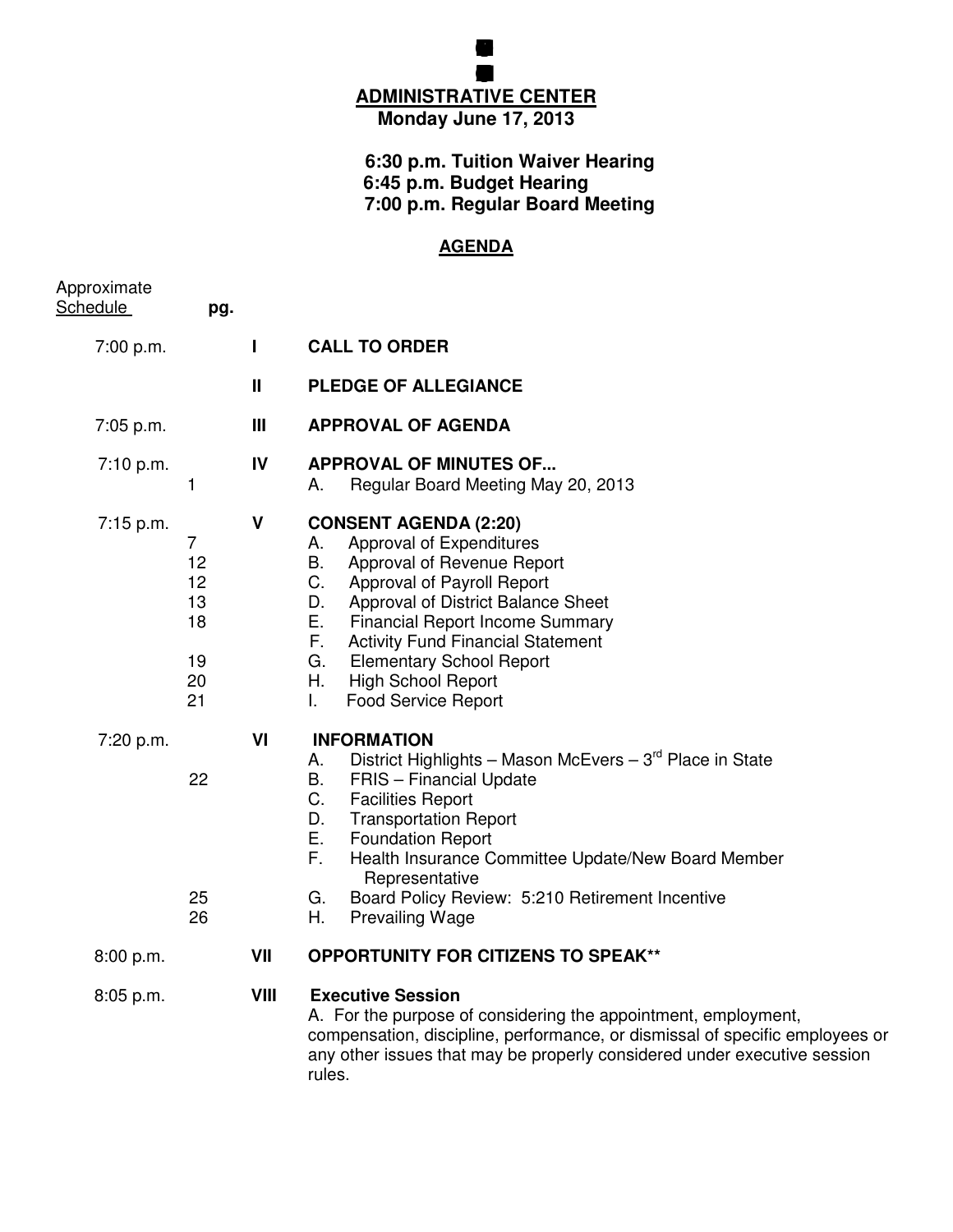## ADMINISTRATIVE CENTER

**Monday June 17, 2013**

**6:30 p.m. Tuition Waiver Hearing**
**6:45 p.m. Budget Hearing**
**7:00 p.m. Regular Board Meeting**

## AGENDA

| Approximate Schedule | pg. | | |
|---|---|---|---|
| 7:00 p.m. | | **I** | **CALL TO ORDER** |
| | | **II** | **PLEDGE OF ALLEGIANCE** |
| 7:05 p.m. | | **III** | **APPROVAL OF AGENDA** |
| 7:10 p.m. | | **IV** | **APPROVAL OF MINUTES OF...** |
| | 1 | | A. Regular Board Meeting May 20, 2013 |
| 7:15 p.m. | | **V** | **CONSENT AGENDA (2:20)** |
| | 7 | | A. Approval of Expenditures |
| | 12 | | B. Approval of Revenue Report |
| | 12 | | C. Approval of Payroll Report |
| | 13 | | D. Approval of District Balance Sheet |
| | 18 | | E. Financial Report Income Summary |
| | | | F. Activity Fund Financial Statement |
| | 19 | | G. Elementary School Report |
| | 20 | | H. High School Report |
| | 21 | | I. Food Service Report |
| 7:20 p.m. | | **VI** | **INFORMATION** |
| | | | A. District Highlights – Mason McEvers – 3rd Place in State |
| | 22 | | B. FRIS – Financial Update |
| | | | C. Facilities Report |
| | | | D. Transportation Report |
| | | | E. Foundation Report |
| | | | F. Health Insurance Committee Update/New Board Member Representative |
| | 25 | | G. Board Policy Review: 5:210 Retirement Incentive |
| | 26 | | H. Prevailing Wage |
| 8:00 p.m. | | **VII** | **OPPORTUNITY FOR CITIZENS TO SPEAK**** |
| 8:05 p.m. | | **VIII** | **Executive Session** |
| | | | A. For the purpose of considering the appointment, employment, compensation, discipline, performance, or dismissal of specific employees or any other issues that may be properly considered under executive session rules. |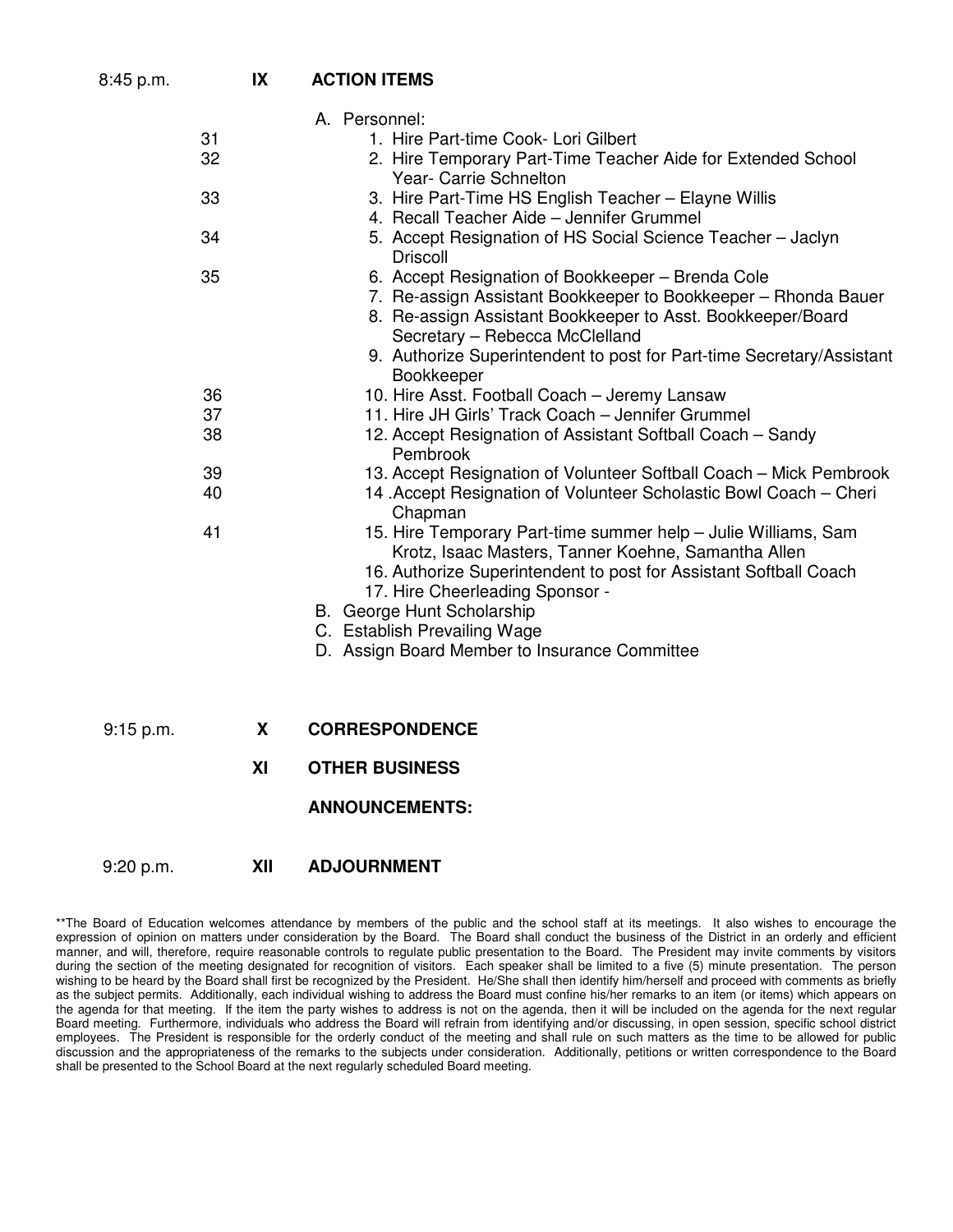8:45 p.m. **IX ACTION ITEMS**

A. Personnel:

| | | |
|---|---|---|
| 31 | 1. | Hire Part-time Cook- Lori Gilbert |
| 32 | 2. | Hire Temporary Part-Time Teacher Aide for Extended School Year- Carrie Schnelton |
| 33 | 3. | Hire Part-Time HS English Teacher – Elayne Willis |
| | 4. | Recall Teacher Aide – Jennifer Grummel |
| 34 | 5. | Accept Resignation of HS Social Science Teacher – Jaclyn Driscoll |
| 35 | 6. | Accept Resignation of Bookkeeper – Brenda Cole |
| | 7. | Re-assign Assistant Bookkeeper to Bookkeeper – Rhonda Bauer |
| | 8. | Re-assign Assistant Bookkeeper to Asst. Bookkeeper/Board Secretary – Rebecca McClelland |
| | 9. | Authorize Superintendent to post for Part-time Secretary/Assistant Bookkeeper |
| 36 | 10. | Hire Asst. Football Coach – Jeremy Lansaw |
| 37 | 11. | Hire JH Girls' Track Coach – Jennifer Grummel |
| 38 | 12. | Accept Resignation of Assistant Softball Coach – Sandy Pembrook |
| 39 | 13. | Accept Resignation of Volunteer Softball Coach – Mick Pembrook |
| 40 | 14 . | Accept Resignation of Volunteer Scholastic Bowl Coach – Cheri Chapman |
| 41 | 15. | Hire Temporary Part-time summer help – Julie Williams, Sam Krotz, Isaac Masters, Tanner Koehne, Samantha Allen |
| | 16. | Authorize Superintendent to post for Assistant Softball Coach |
| | 17. | Hire Cheerleading Sponsor - |

B. George Hunt Scholarship

C. Establish Prevailing Wage

D. Assign Board Member to Insurance Committee

9:15 p.m. **X CORRESPONDENCE**

**XI OTHER BUSINESS**

**ANNOUNCEMENTS:**

9:20 p.m. **XII ADJOURNMENT**

**The Board of Education welcomes attendance by members of the public and the school staff at its meetings. It also wishes to encourage the expression of opinion on matters under consideration by the Board. The Board shall conduct the business of the District in an orderly and efficient manner, and will, therefore, require reasonable controls to regulate public presentation to the Board. The President may invite comments by visitors during the section of the meeting designated for recognition of visitors. Each speaker shall be limited to a five (5) minute presentation. The person wishing to be heard by the Board shall first be recognized by the President. He/She shall then identify him/herself and proceed with comments as briefly as the subject permits. Additionally, each individual wishing to address the Board must confine his/her remarks to an item (or items) which appears on the agenda for that meeting. If the item the party wishes to address is not on the agenda, then it will be included on the agenda for the next regular Board meeting. Furthermore, individuals who address the Board will refrain from identifying and/or discussing, in open session, specific school district employees. The President is responsible for the orderly conduct of the meeting and shall rule on such matters as the time to be allowed for public discussion and the appropriateness of the remarks to the subjects under consideration. Additionally, petitions or written correspondence to the Board shall be presented to the School Board at the next regularly scheduled Board meeting.